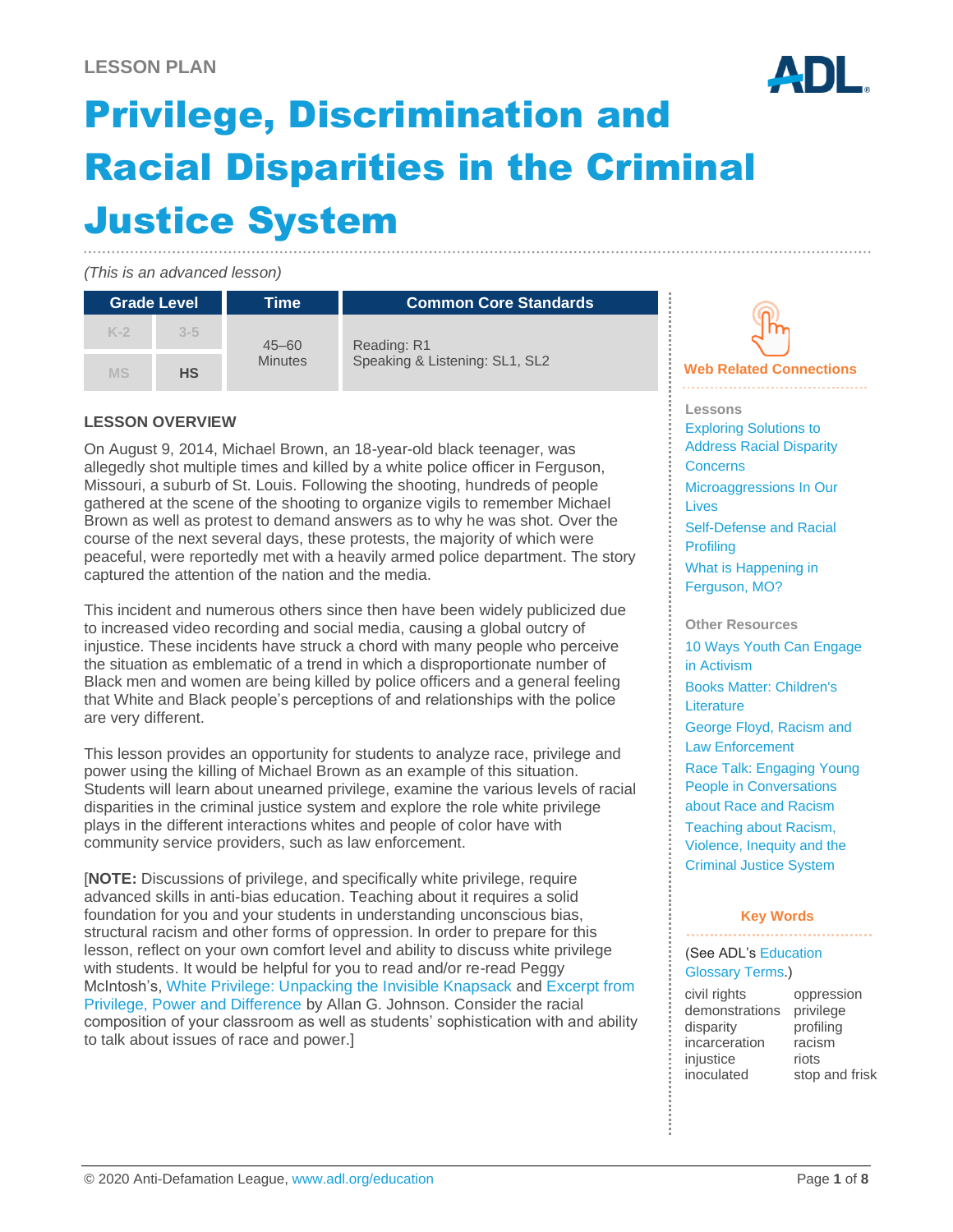LESSON PLAN

# Privilege, Discrimination and Racial Disparities in the Criminal Justice System

*(This is an advanced lesson)*

| Grade Level | | Time | Common Core Standards |
|---|---|---|---|
| K-2 | 3-5 | 45–60 Minutes | Reading: R1<br>Speaking & Listening: SL1, SL2 |
| MS | **HS** | | |

## LESSON OVERVIEW

On August 9, 2014, Michael Brown, an 18-year-old black teenager, was allegedly shot multiple times and killed by a white police officer in Ferguson, Missouri, a suburb of St. Louis. Following the shooting, hundreds of people gathered at the scene of the shooting to organize vigils to remember Michael Brown as well as protest to demand answers as to why he was shot. Over the course of the next several days, these protests, the majority of which were peaceful, were reportedly met with a heavily armed police department. The story captured the attention of the nation and the media.

This incident and numerous others since then have been widely publicized due to increased video recording and social media, causing a global outcry of injustice. These incidents have struck a chord with many people who perceive the situation as emblematic of a trend in which a disproportionate number of Black men and women are being killed by police officers and a general feeling that White and Black people's perceptions of and relationships with the police are very different.

This lesson provides an opportunity for students to analyze race, privilege and power using the killing of Michael Brown as an example of this situation. Students will learn about unearned privilege, examine the various levels of racial disparities in the criminal justice system and explore the role white privilege plays in the different interactions whites and people of color have with community service providers, such as law enforcement.

[**NOTE:** Discussions of privilege, and specifically white privilege, require advanced skills in anti-bias education. Teaching about it requires a solid foundation for you and your students in understanding unconscious bias, structural racism and other forms of oppression. In order to prepare for this lesson, reflect on your own comfort level and ability to discuss white privilege with students. It would be helpful for you to read and/or re-read Peggy McIntosh's, White Privilege: Unpacking the Invisible Knapsack and Excerpt from Privilege, Power and Difference by Allan G. Johnson. Consider the racial composition of your classroom as well as students' sophistication with and ability to talk about issues of race and power.]

## Web Related Connections

**Lessons**

- Exploring Solutions to Address Racial Disparity Concerns
- Microaggressions In Our Lives
- Self-Defense and Racial Profiling
- What is Happening in Ferguson, MO?

**Other Resources**

- 10 Ways Youth Can Engage in Activism
- Books Matter: Children's Literature
- George Floyd, Racism and Law Enforcement
- Race Talk: Engaging Young People in Conversations about Race and Racism
- Teaching about Racism, Violence, Inequity and the Criminal Justice System

## Key Words

(See ADL's Education Glossary Terms.)

- civil rights
- demonstrations
- disparity
- incarceration
- injustice
- inoculated
- oppression
- privilege
- profiling
- racism
- riots
- stop and frisk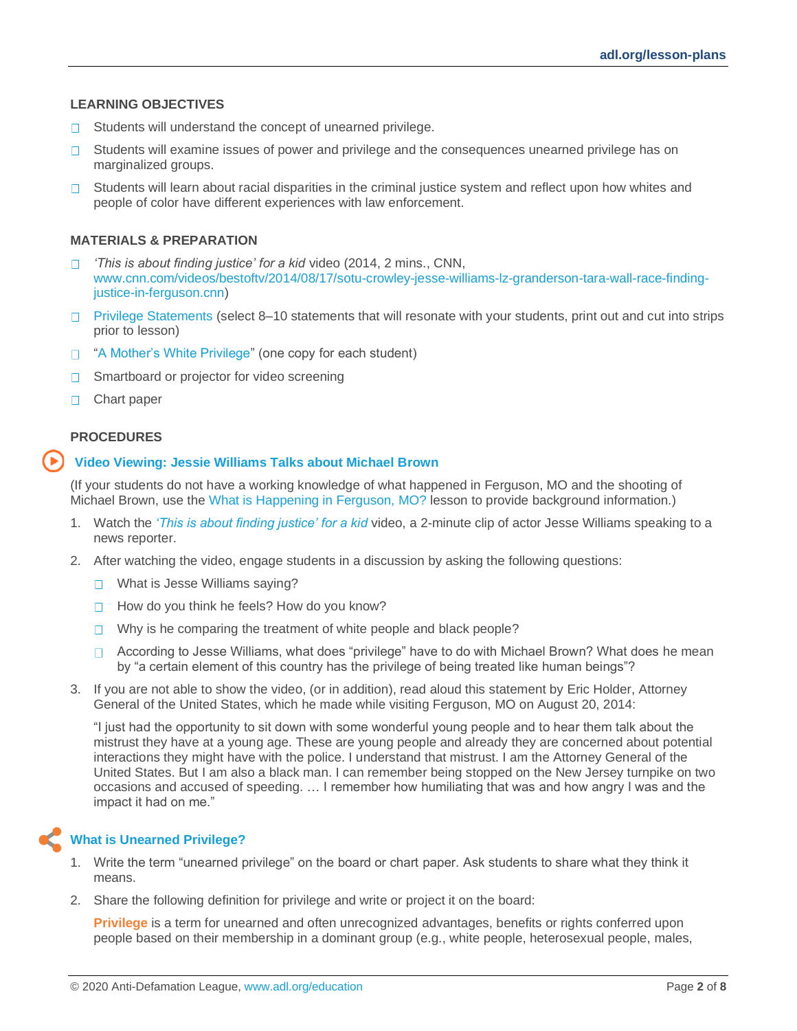### LEARNING OBJECTIVES

- Students will understand the concept of unearned privilege.
- Students will examine issues of power and privilege and the consequences unearned privilege has on marginalized groups.
- Students will learn about racial disparities in the criminal justice system and reflect upon how whites and people of color have different experiences with law enforcement.

### MATERIALS & PREPARATION

- *'This is about finding justice' for a kid* video (2014, 2 mins., CNN, www.cnn.com/videos/bestoftv/2014/08/17/sotu-crowley-jesse-williams-lz-granderson-tara-wall-race-finding-justice-in-ferguson.cnn)
- Privilege Statements (select 8–10 statements that will resonate with your students, print out and cut into strips prior to lesson)
- "A Mother's White Privilege" (one copy for each student)
- Smartboard or projector for video screening
- Chart paper

### PROCEDURES

#### Video Viewing: Jessie Williams Talks about Michael Brown

(If your students do not have a working knowledge of what happened in Ferguson, MO and the shooting of Michael Brown, use the What is Happening in Ferguson, MO? lesson to provide background information.)

1. Watch the *'This is about finding justice' for a kid* video, a 2-minute clip of actor Jesse Williams speaking to a news reporter.
2. After watching the video, engage students in a discussion by asking the following questions:
   - What is Jesse Williams saying?
   - How do you think he feels? How do you know?
   - Why is he comparing the treatment of white people and black people?
   - According to Jesse Williams, what does "privilege" have to do with Michael Brown? What does he mean by "a certain element of this country has the privilege of being treated like human beings"?
3. If you are not able to show the video, (or in addition), read aloud this statement by Eric Holder, Attorney General of the United States, which he made while visiting Ferguson, MO on August 20, 2014:

   "I just had the opportunity to sit down with some wonderful young people and to hear them talk about the mistrust they have at a young age. These are young people and already they are concerned about potential interactions they might have with the police. I understand that mistrust. I am the Attorney General of the United States. But I am also a black man. I can remember being stopped on the New Jersey turnpike on two occasions and accused of speeding. … I remember how humiliating that was and how angry I was and the impact it had on me."

#### What is Unearned Privilege?

1. Write the term "unearned privilege" on the board or chart paper. Ask students to share what they think it means.
2. Share the following definition for privilege and write or project it on the board:

   **Privilege** is a term for unearned and often unrecognized advantages, benefits or rights conferred upon people based on their membership in a dominant group (e.g., white people, heterosexual people, males,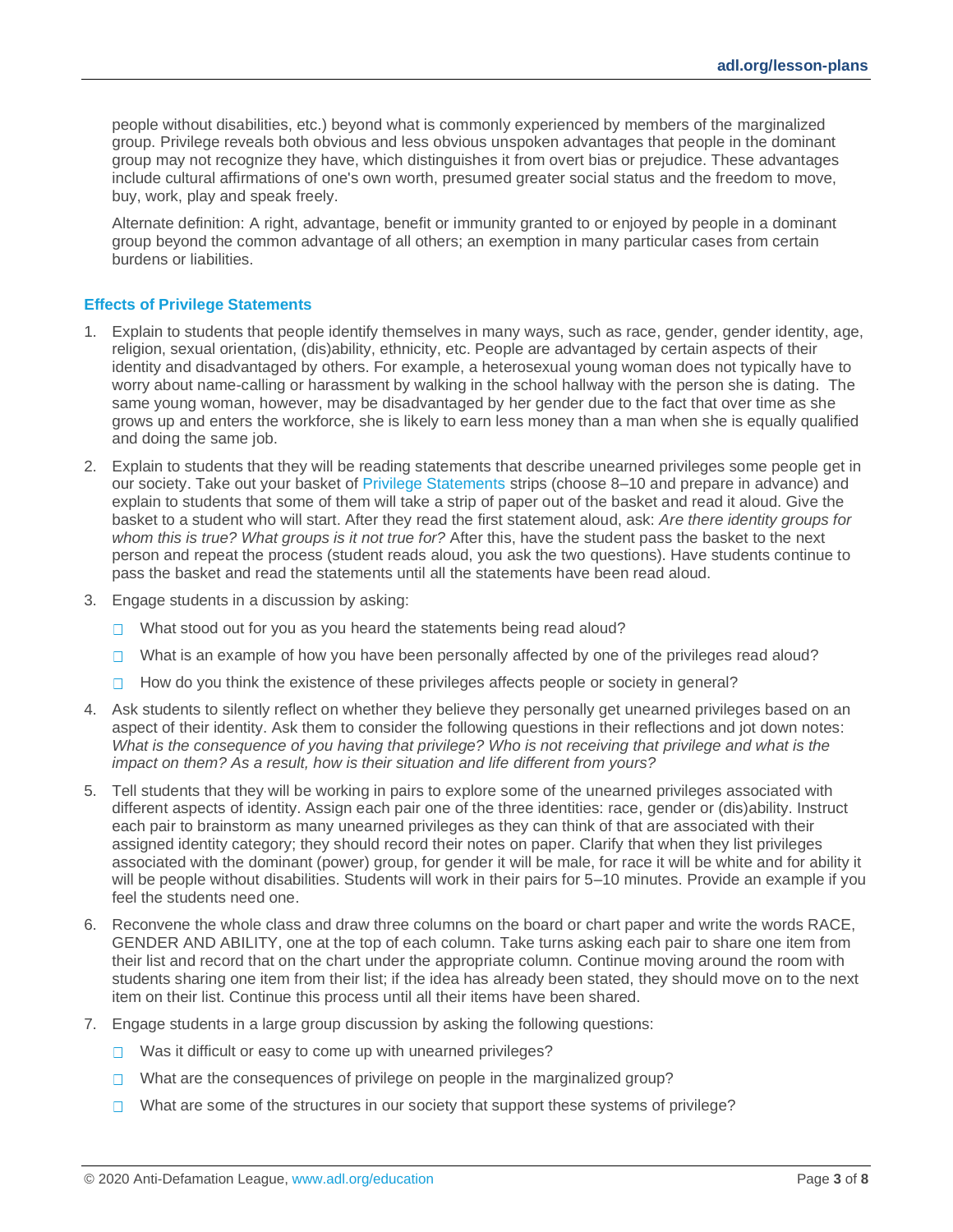people without disabilities, etc.) beyond what is commonly experienced by members of the marginalized group. Privilege reveals both obvious and less obvious unspoken advantages that people in the dominant group may not recognize they have, which distinguishes it from overt bias or prejudice. These advantages include cultural affirmations of one's own worth, presumed greater social status and the freedom to move, buy, work, play and speak freely.

Alternate definition: A right, advantage, benefit or immunity granted to or enjoyed by people in a dominant group beyond the common advantage of all others; an exemption in many particular cases from certain burdens or liabilities.

### Effects of Privilege Statements

1. Explain to students that people identify themselves in many ways, such as race, gender, gender identity, age, religion, sexual orientation, (dis)ability, ethnicity, etc. People are advantaged by certain aspects of their identity and disadvantaged by others. For example, a heterosexual young woman does not typically have to worry about name-calling or harassment by walking in the school hallway with the person she is dating. The same young woman, however, may be disadvantaged by her gender due to the fact that over time as she grows up and enters the workforce, she is likely to earn less money than a man when she is equally qualified and doing the same job.
2. Explain to students that they will be reading statements that describe unearned privileges some people get in our society. Take out your basket of Privilege Statements strips (choose 8–10 and prepare in advance) and explain to students that some of them will take a strip of paper out of the basket and read it aloud. Give the basket to a student who will start. After they read the first statement aloud, ask: *Are there identity groups for whom this is true? What groups is it not true for?* After this, have the student pass the basket to the next person and repeat the process (student reads aloud, you ask the two questions). Have students continue to pass the basket and read the statements until all the statements have been read aloud.
3. Engage students in a discussion by asking:
   - What stood out for you as you heard the statements being read aloud?
   - What is an example of how you have been personally affected by one of the privileges read aloud?
   - How do you think the existence of these privileges affects people or society in general?
4. Ask students to silently reflect on whether they believe they personally get unearned privileges based on an aspect of their identity. Ask them to consider the following questions in their reflections and jot down notes: *What is the consequence of you having that privilege? Who is not receiving that privilege and what is the impact on them? As a result, how is their situation and life different from yours?*
5. Tell students that they will be working in pairs to explore some of the unearned privileges associated with different aspects of identity. Assign each pair one of the three identities: race, gender or (dis)ability. Instruct each pair to brainstorm as many unearned privileges as they can think of that are associated with their assigned identity category; they should record their notes on paper. Clarify that when they list privileges associated with the dominant (power) group, for gender it will be male, for race it will be white and for ability it will be people without disabilities. Students will work in their pairs for 5–10 minutes. Provide an example if you feel the students need one.
6. Reconvene the whole class and draw three columns on the board or chart paper and write the words RACE, GENDER AND ABILITY, one at the top of each column. Take turns asking each pair to share one item from their list and record that on the chart under the appropriate column. Continue moving around the room with students sharing one item from their list; if the idea has already been stated, they should move on to the next item on their list. Continue this process until all their items have been shared.
7. Engage students in a large group discussion by asking the following questions:
   - Was it difficult or easy to come up with unearned privileges?
   - What are the consequences of privilege on people in the marginalized group?
   - What are some of the structures in our society that support these systems of privilege?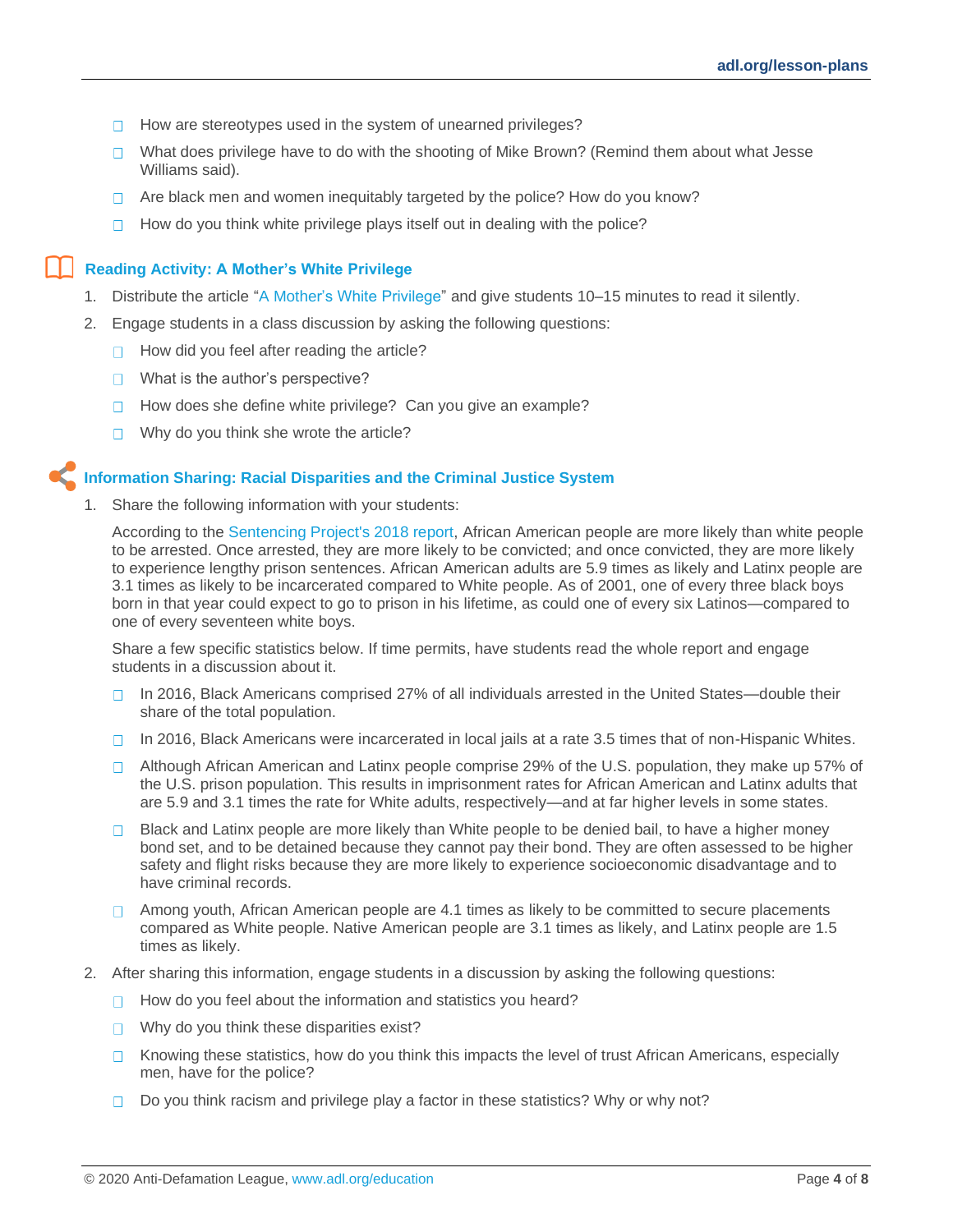- How are stereotypes used in the system of unearned privileges?
- What does privilege have to do with the shooting of Mike Brown? (Remind them about what Jesse Williams said).
- Are black men and women inequitably targeted by the police? How do you know?
- How do you think white privilege plays itself out in dealing with the police?

### Reading Activity: A Mother's White Privilege

1. Distribute the article "A Mother's White Privilege" and give students 10–15 minutes to read it silently.
2. Engage students in a class discussion by asking the following questions:
   - How did you feel after reading the article?
   - What is the author's perspective?
   - How does she define white privilege?  Can you give an example?
   - Why do you think she wrote the article?

### Information Sharing: Racial Disparities and the Criminal Justice System

1. Share the following information with your students:

   According to the Sentencing Project's 2018 report, African American people are more likely than white people to be arrested. Once arrested, they are more likely to be convicted; and once convicted, they are more likely to experience lengthy prison sentences. African American adults are 5.9 times as likely and Latinx people are 3.1 times as likely to be incarcerated compared to White people. As of 2001, one of every three black boys born in that year could expect to go to prison in his lifetime, as could one of every six Latinos—compared to one of every seventeen white boys.

   Share a few specific statistics below. If time permits, have students read the whole report and engage students in a discussion about it.

   - In 2016, Black Americans comprised 27% of all individuals arrested in the United States—double their share of the total population.
   - In 2016, Black Americans were incarcerated in local jails at a rate 3.5 times that of non-Hispanic Whites.
   - Although African American and Latinx people comprise 29% of the U.S. population, they make up 57% of the U.S. prison population. This results in imprisonment rates for African American and Latinx adults that are 5.9 and 3.1 times the rate for White adults, respectively—and at far higher levels in some states.
   - Black and Latinx people are more likely than White people to be denied bail, to have a higher money bond set, and to be detained because they cannot pay their bond. They are often assessed to be higher safety and flight risks because they are more likely to experience socioeconomic disadvantage and to have criminal records.
   - Among youth, African American people are 4.1 times as likely to be committed to secure placements compared as White people. Native American people are 3.1 times as likely, and Latinx people are 1.5 times as likely.

2. After sharing this information, engage students in a discussion by asking the following questions:
   - How do you feel about the information and statistics you heard?
   - Why do you think these disparities exist?
   - Knowing these statistics, how do you think this impacts the level of trust African Americans, especially men, have for the police?
   - Do you think racism and privilege play a factor in these statistics? Why or why not?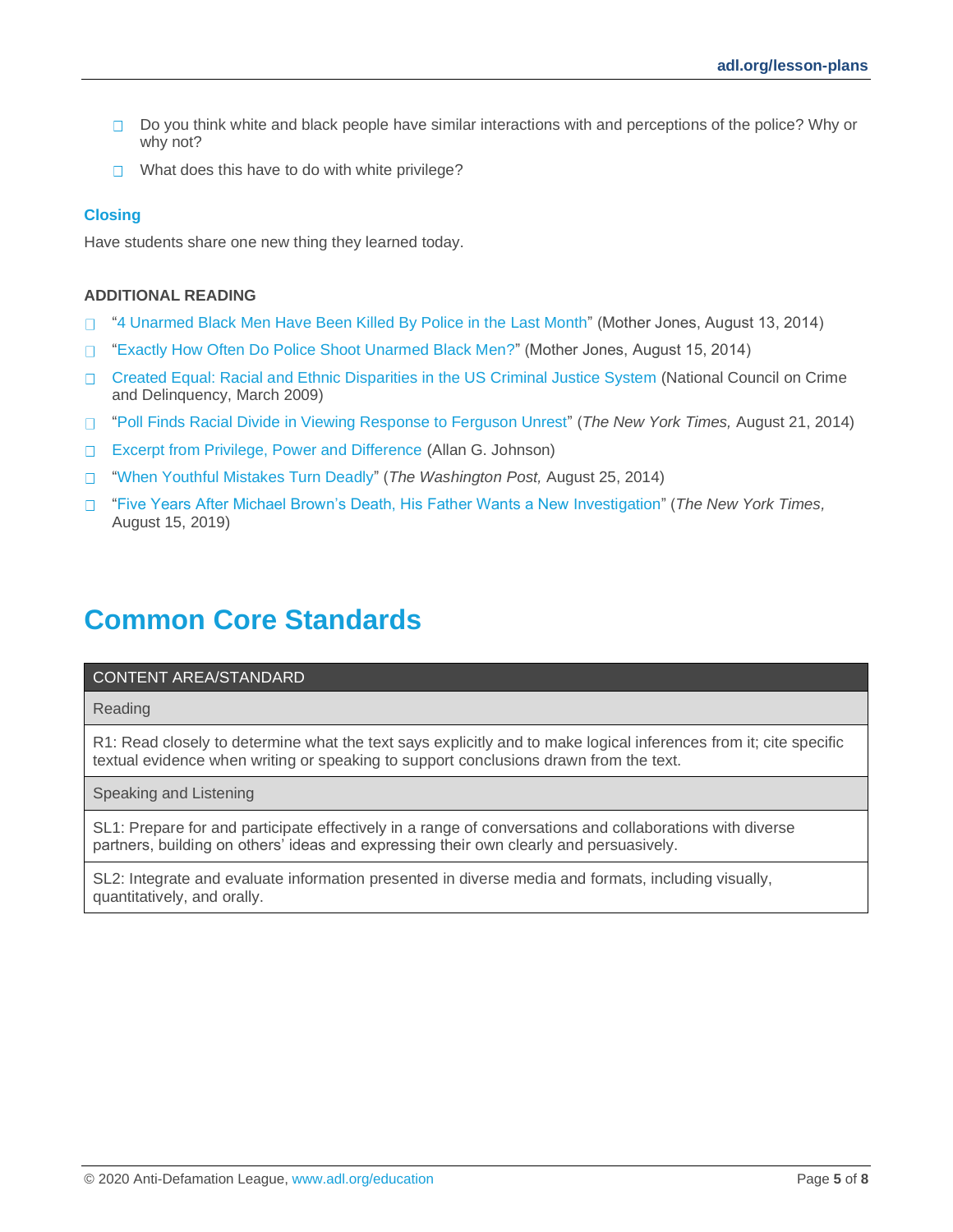- Do you think white and black people have similar interactions with and perceptions of the police? Why or why not?
- What does this have to do with white privilege?

### Closing

Have students share one new thing they learned today.

**ADDITIONAL READING**

- "4 Unarmed Black Men Have Been Killed By Police in the Last Month" (Mother Jones, August 13, 2014)
- "Exactly How Often Do Police Shoot Unarmed Black Men?" (Mother Jones, August 15, 2014)
- Created Equal: Racial and Ethnic Disparities in the US Criminal Justice System (National Council on Crime and Delinquency, March 2009)
- "Poll Finds Racial Divide in Viewing Response to Ferguson Unrest" (*The New York Times,* August 21, 2014)
- Excerpt from Privilege, Power and Difference (Allan G. Johnson)
- "When Youthful Mistakes Turn Deadly" (*The Washington Post,* August 25, 2014)
- "Five Years After Michael Brown's Death, His Father Wants a New Investigation" (*The New York Times,* August 15, 2019)

# Common Core Standards

| CONTENT AREA/STANDARD |
| --- |
| Reading |
| R1: Read closely to determine what the text says explicitly and to make logical inferences from it; cite specific textual evidence when writing or speaking to support conclusions drawn from the text. |
| Speaking and Listening |
| SL1: Prepare for and participate effectively in a range of conversations and collaborations with diverse partners, building on others' ideas and expressing their own clearly and persuasively. |
| SL2: Integrate and evaluate information presented in diverse media and formats, including visually, quantitatively, and orally. |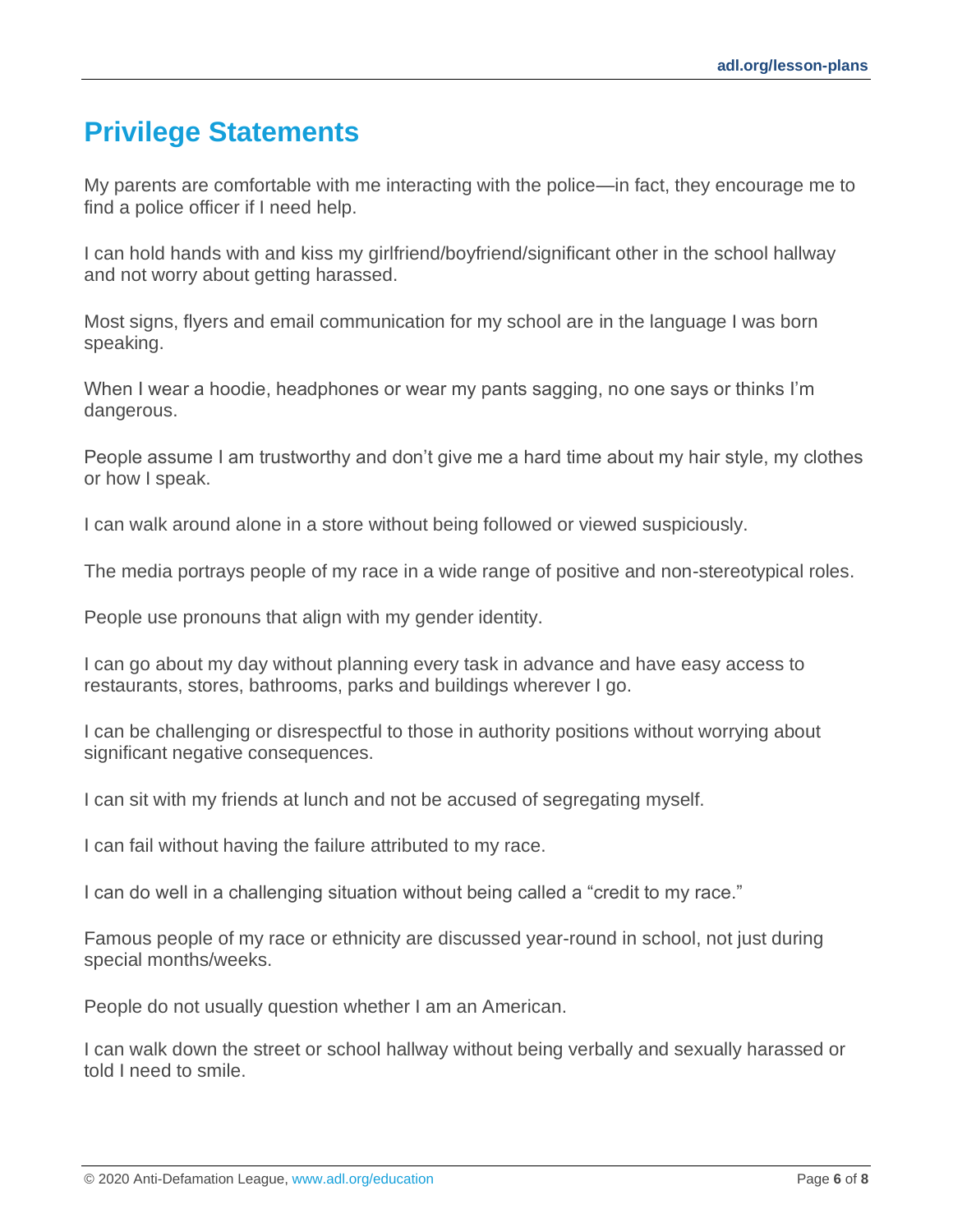## Privilege Statements

My parents are comfortable with me interacting with the police—in fact, they encourage me to find a police officer if I need help.

I can hold hands with and kiss my girlfriend/boyfriend/significant other in the school hallway and not worry about getting harassed.

Most signs, flyers and email communication for my school are in the language I was born speaking.

When I wear a hoodie, headphones or wear my pants sagging, no one says or thinks I'm dangerous.

People assume I am trustworthy and don't give me a hard time about my hair style, my clothes or how I speak.

I can walk around alone in a store without being followed or viewed suspiciously.

The media portrays people of my race in a wide range of positive and non-stereotypical roles.

People use pronouns that align with my gender identity.

I can go about my day without planning every task in advance and have easy access to restaurants, stores, bathrooms, parks and buildings wherever I go.

I can be challenging or disrespectful to those in authority positions without worrying about significant negative consequences.

I can sit with my friends at lunch and not be accused of segregating myself.

I can fail without having the failure attributed to my race.

I can do well in a challenging situation without being called a "credit to my race."

Famous people of my race or ethnicity are discussed year-round in school, not just during special months/weeks.

People do not usually question whether I am an American.

I can walk down the street or school hallway without being verbally and sexually harassed or told I need to smile.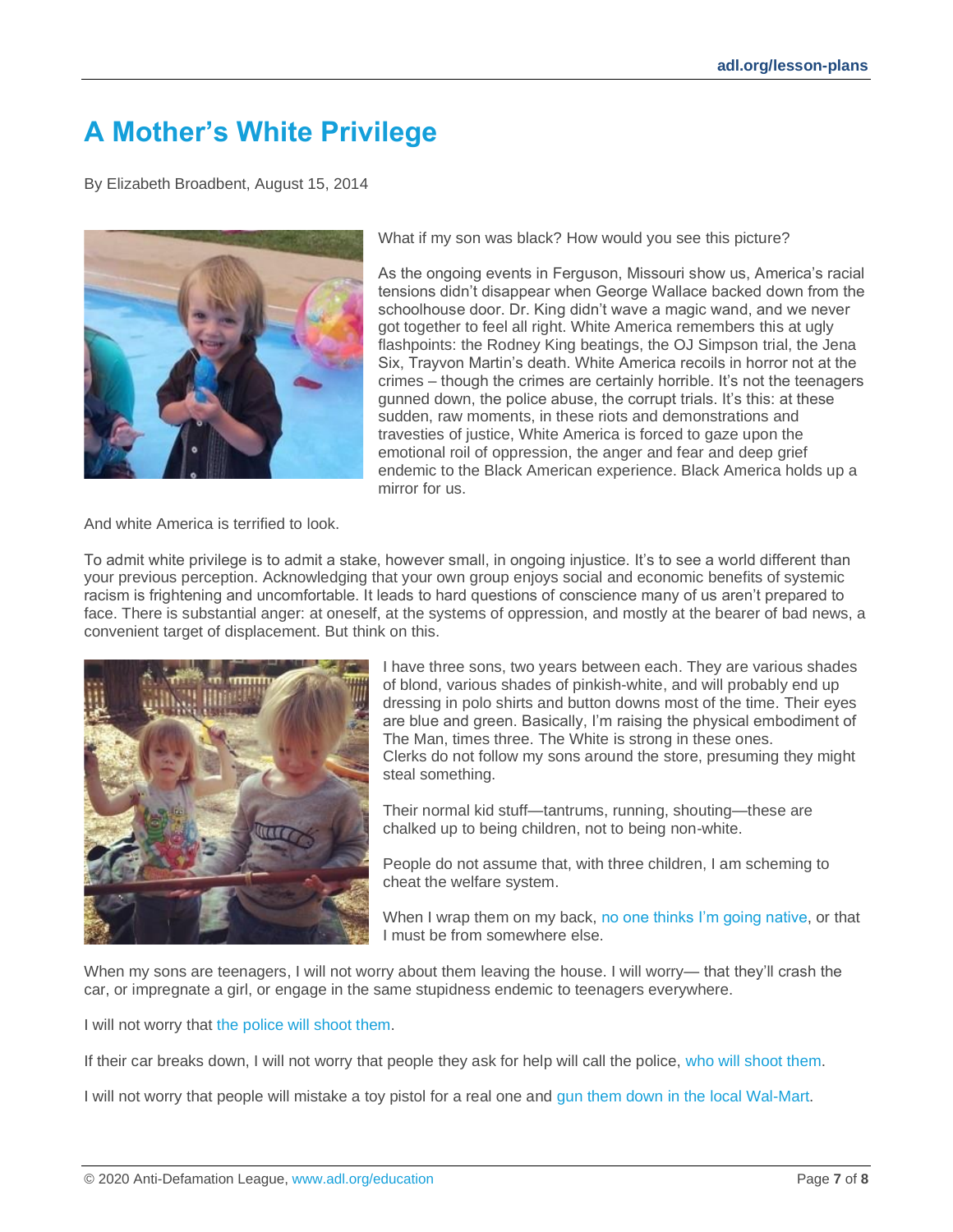# A Mother's White Privilege

By Elizabeth Broadbent, August 15, 2014

What if my son was black? How would you see this picture?

As the ongoing events in Ferguson, Missouri show us, America's racial tensions didn't disappear when George Wallace backed down from the schoolhouse door. Dr. King didn't wave a magic wand, and we never got together to feel all right. White America remembers this at ugly flashpoints: the Rodney King beatings, the OJ Simpson trial, the Jena Six, Trayvon Martin's death. White America recoils in horror not at the crimes – though the crimes are certainly horrible. It's not the teenagers gunned down, the police abuse, the corrupt trials. It's this: at these sudden, raw moments, in these riots and demonstrations and travesties of justice, White America is forced to gaze upon the emotional roil of oppression, the anger and fear and deep grief endemic to the Black American experience. Black America holds up a mirror for us.

And white America is terrified to look.

To admit white privilege is to admit a stake, however small, in ongoing injustice. It's to see a world different than your previous perception. Acknowledging that your own group enjoys social and economic benefits of systemic racism is frightening and uncomfortable. It leads to hard questions of conscience many of us aren't prepared to face. There is substantial anger: at oneself, at the systems of oppression, and mostly at the bearer of bad news, a convenient target of displacement. But think on this.

I have three sons, two years between each. They are various shades of blond, various shades of pinkish-white, and will probably end up dressing in polo shirts and button downs most of the time. Their eyes are blue and green. Basically, I'm raising the physical embodiment of The Man, times three. The White is strong in these ones.
Clerks do not follow my sons around the store, presuming they might steal something.

Their normal kid stuff—tantrums, running, shouting—these are chalked up to being children, not to being non-white.

People do not assume that, with three children, I am scheming to cheat the welfare system.

When I wrap them on my back, no one thinks I'm going native, or that I must be from somewhere else.

When my sons are teenagers, I will not worry about them leaving the house. I will worry— that they'll crash the car, or impregnate a girl, or engage in the same stupidness endemic to teenagers everywhere.

I will not worry that the police will shoot them.

If their car breaks down, I will not worry that people they ask for help will call the police, who will shoot them.

I will not worry that people will mistake a toy pistol for a real one and gun them down in the local Wal-Mart.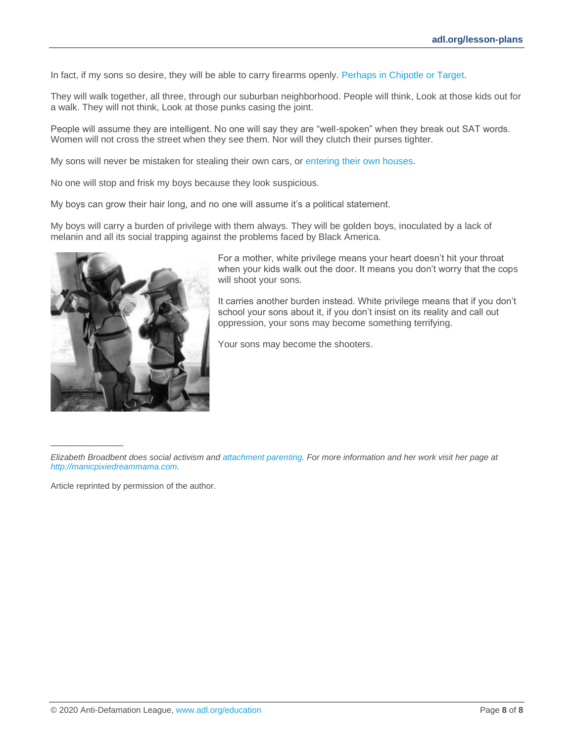In fact, if my sons so desire, they will be able to carry firearms openly. Perhaps in Chipotle or Target.

They will walk together, all three, through our suburban neighborhood. People will think, Look at those kids out for a walk. They will not think, Look at those punks casing the joint.

People will assume they are intelligent. No one will say they are "well-spoken" when they break out SAT words. Women will not cross the street when they see them. Nor will they clutch their purses tighter.

My sons will never be mistaken for stealing their own cars, or entering their own houses.

No one will stop and frisk my boys because they look suspicious.

My boys can grow their hair long, and no one will assume it's a political statement.

My boys will carry a burden of privilege with them always. They will be golden boys, inoculated by a lack of melanin and all its social trapping against the problems faced by Black America.

For a mother, white privilege means your heart doesn't hit your throat when your kids walk out the door. It means you don't worry that the cops will shoot your sons.

It carries another burden instead. White privilege means that if you don't school your sons about it, if you don't insist on its reality and call out oppression, your sons may become something terrifying.

Your sons may become the shooters.

---

*Elizabeth Broadbent does social activism and attachment parenting. For more information and her work visit her page at http://manicpixiedreammama.com.*

Article reprinted by permission of the author.